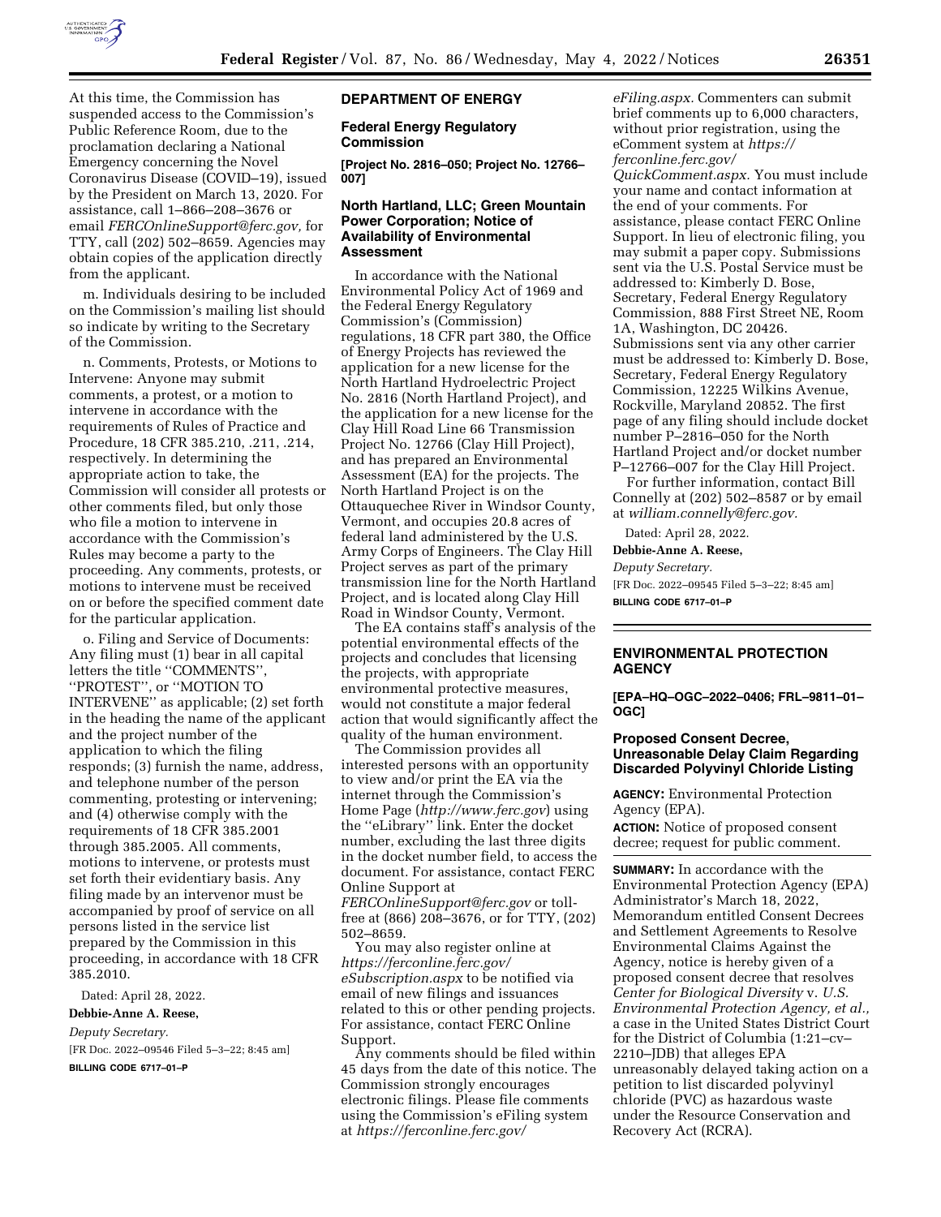At this time, the Commission has suspended access to the Commission's Public Reference Room, due to the proclamation declaring a National Emergency concerning the Novel Coronavirus Disease (COVID–19), issued by the President on March 13, 2020. For assistance, call 1–866–208–3676 or email *FERCOnlineSupport@ferc.gov,* for TTY, call (202) 502–8659. Agencies may obtain copies of the application directly from the applicant.

m. Individuals desiring to be included on the Commission's mailing list should so indicate by writing to the Secretary of the Commission.

n. Comments, Protests, or Motions to Intervene: Anyone may submit comments, a protest, or a motion to intervene in accordance with the requirements of Rules of Practice and Procedure, 18 CFR 385.210, .211, .214, respectively. In determining the appropriate action to take, the Commission will consider all protests or other comments filed, but only those who file a motion to intervene in accordance with the Commission's Rules may become a party to the proceeding. Any comments, protests, or motions to intervene must be received on or before the specified comment date for the particular application.

o. Filing and Service of Documents: Any filing must (1) bear in all capital letters the title ''COMMENTS'', ''PROTEST'', or ''MOTION TO INTERVENE'' as applicable; (2) set forth in the heading the name of the applicant and the project number of the application to which the filing responds; (3) furnish the name, address, and telephone number of the person commenting, protesting or intervening; and (4) otherwise comply with the requirements of 18 CFR 385.2001 through 385.2005. All comments, motions to intervene, or protests must set forth their evidentiary basis. Any filing made by an intervenor must be accompanied by proof of service on all persons listed in the service list prepared by the Commission in this proceeding, in accordance with 18 CFR 385.2010.

Dated: April 28, 2022.

**Debbie-Anne A. Reese,**

*Deputy Secretary.*

[FR Doc. 2022–09546 Filed 5–3–22; 8:45 am]

**BILLING CODE 6717–01–P**

## DEPARTMENT OF ENERGY

### Federal Energy Regulatory Commission

**[Project No. 2816–050; Project No. 12766–007]**

### North Hartland, LLC; Green Mountain Power Corporation; Notice of Availability of Environmental Assessment

In accordance with the National Environmental Policy Act of 1969 and the Federal Energy Regulatory Commission's (Commission) regulations, 18 CFR part 380, the Office of Energy Projects has reviewed the application for a new license for the North Hartland Hydroelectric Project No. 2816 (North Hartland Project), and the application for a new license for the Clay Hill Road Line 66 Transmission Project No. 12766 (Clay Hill Project), and has prepared an Environmental Assessment (EA) for the projects. The North Hartland Project is on the Ottauquechee River in Windsor County, Vermont, and occupies 20.8 acres of federal land administered by the U.S. Army Corps of Engineers. The Clay Hill Project serves as part of the primary transmission line for the North Hartland Project, and is located along Clay Hill Road in Windsor County, Vermont.

The EA contains staff's analysis of the potential environmental effects of the projects and concludes that licensing the projects, with appropriate environmental protective measures, would not constitute a major federal action that would significantly affect the quality of the human environment.

The Commission provides all interested persons with an opportunity to view and/or print the EA via the internet through the Commission's Home Page (*http://www.ferc.gov*) using the ''eLibrary'' link. Enter the docket number, excluding the last three digits in the docket number field, to access the document. For assistance, contact FERC Online Support at *FERCOnlineSupport@ferc.gov* or toll-free at (866) 208–3676, or for TTY, (202) 502–8659.

You may also register online at *https://ferconline.ferc.gov/eSubscription.aspx* to be notified via email of new filings and issuances related to this or other pending projects. For assistance, contact FERC Online Support.

Any comments should be filed within 45 days from the date of this notice. The Commission strongly encourages electronic filings. Please file comments using the Commission's eFiling system at *https://ferconline.ferc.gov/eFiling.aspx.* Commenters can submit brief comments up to 6,000 characters, without prior registration, using the eComment system at *https://ferconline.ferc.gov/QuickComment.aspx.* You must include your name and contact information at the end of your comments. For assistance, please contact FERC Online Support. In lieu of electronic filing, you may submit a paper copy. Submissions sent via the U.S. Postal Service must be addressed to: Kimberly D. Bose, Secretary, Federal Energy Regulatory Commission, 888 First Street NE, Room 1A, Washington, DC 20426. Submissions sent via any other carrier must be addressed to: Kimberly D. Bose, Secretary, Federal Energy Regulatory Commission, 12225 Wilkins Avenue, Rockville, Maryland 20852. The first page of any filing should include docket number P–2816–050 for the North Hartland Project and/or docket number P–12766–007 for the Clay Hill Project.

For further information, contact Bill Connelly at (202) 502–8587 or by email at *william.connelly@ferc.gov.*

Dated: April 28, 2022.

**Debbie-Anne A. Reese,**

*Deputy Secretary.*

[FR Doc. 2022–09545 Filed 5–3–22; 8:45 am]

**BILLING CODE 6717–01–P**

## ENVIRONMENTAL PROTECTION AGENCY

**[EPA–HQ–OGC–2022–0406; FRL–9811–01–OGC]**

### Proposed Consent Decree, Unreasonable Delay Claim Regarding Discarded Polyvinyl Chloride Listing

**AGENCY:** Environmental Protection Agency (EPA).

**ACTION:** Notice of proposed consent decree; request for public comment.

**SUMMARY:** In accordance with the Environmental Protection Agency (EPA) Administrator's March 18, 2022, Memorandum entitled Consent Decrees and Settlement Agreements to Resolve Environmental Claims Against the Agency, notice is hereby given of a proposed consent decree that resolves *Center for Biological Diversity* v. *U.S. Environmental Protection Agency, et al.,* a case in the United States District Court for the District of Columbia (1:21–cv–2210–JDB) that alleges EPA unreasonably delayed taking action on a petition to list discarded polyvinyl chloride (PVC) as hazardous waste under the Resource Conservation and Recovery Act (RCRA).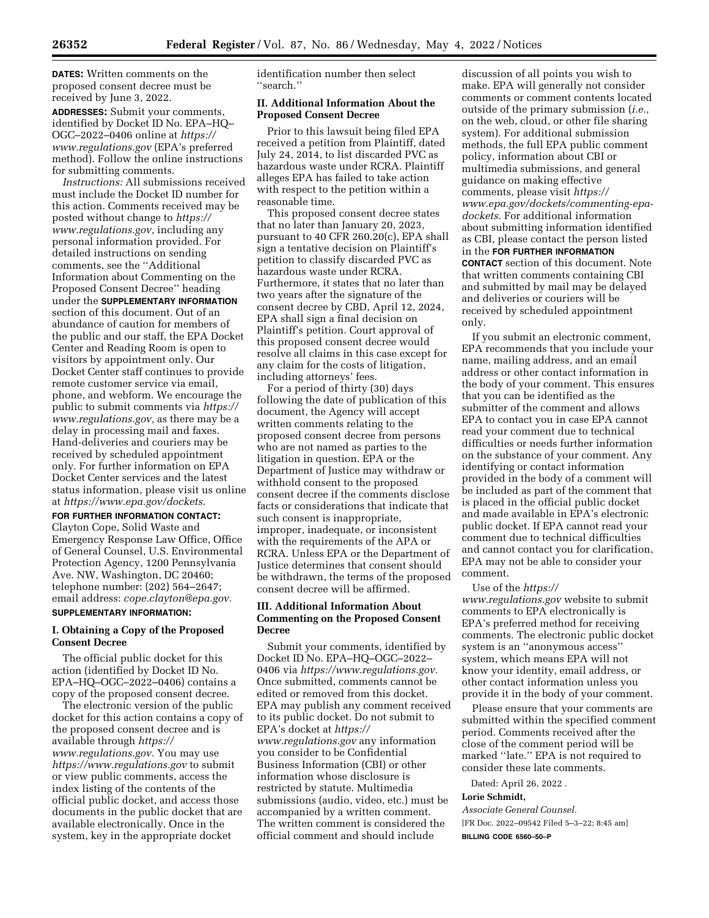**DATES:** Written comments on the proposed consent decree must be received by June 3, 2022.

**ADDRESSES:** Submit your comments, identified by Docket ID No. EPA–HQ–OGC–2022–0406 online at *https://www.regulations.gov* (EPA's preferred method). Follow the online instructions for submitting comments.

*Instructions:* All submissions received must include the Docket ID number for this action. Comments received may be posted without change to *https://www.regulations.gov,* including any personal information provided. For detailed instructions on sending comments, see the "Additional Information about Commenting on the Proposed Consent Decree" heading under the **SUPPLEMENTARY INFORMATION** section of this document. Out of an abundance of caution for members of the public and our staff, the EPA Docket Center and Reading Room is open to visitors by appointment only. Our Docket Center staff continues to provide remote customer service via email, phone, and webform. We encourage the public to submit comments via *https://www.regulations.gov,* as there may be a delay in processing mail and faxes. Hand-deliveries and couriers may be received by scheduled appointment only. For further information on EPA Docket Center services and the latest status information, please visit us online at *https://www.epa.gov/dockets.*

**FOR FURTHER INFORMATION CONTACT:** Clayton Cope, Solid Waste and Emergency Response Law Office, Office of General Counsel, U.S. Environmental Protection Agency, 1200 Pennsylvania Ave. NW, Washington, DC 20460; telephone number: (202) 564–2647; email address: *cope.clayton@epa.gov.*

**SUPPLEMENTARY INFORMATION:**

## I. Obtaining a Copy of the Proposed Consent Decree

The official public docket for this action (identified by Docket ID No. EPA–HQ–OGC–2022–0406) contains a copy of the proposed consent decree.

The electronic version of the public docket for this action contains a copy of the proposed consent decree and is available through *https://www.regulations.gov.* You may use *https://www.regulations.gov* to submit or view public comments, access the index listing of the contents of the official public docket, and access those documents in the public docket that are available electronically. Once in the system, key in the appropriate docket identification number then select "search."

## II. Additional Information About the Proposed Consent Decree

Prior to this lawsuit being filed EPA received a petition from Plaintiff, dated July 24, 2014, to list discarded PVC as hazardous waste under RCRA. Plaintiff alleges EPA has failed to take action with respect to the petition within a reasonable time.

This proposed consent decree states that no later than January 20, 2023, pursuant to 40 CFR 260.20(c), EPA shall sign a tentative decision on Plaintiff's petition to classify discarded PVC as hazardous waste under RCRA. Furthermore, it states that no later than two years after the signature of the consent decree by CBD, April 12, 2024, EPA shall sign a final decision on Plaintiff's petition. Court approval of this proposed consent decree would resolve all claims in this case except for any claim for the costs of litigation, including attorneys' fees.

For a period of thirty (30) days following the date of publication of this document, the Agency will accept written comments relating to the proposed consent decree from persons who are not named as parties to the litigation in question. EPA or the Department of Justice may withdraw or withhold consent to the proposed consent decree if the comments disclose facts or considerations that indicate that such consent is inappropriate, improper, inadequate, or inconsistent with the requirements of the APA or RCRA. Unless EPA or the Department of Justice determines that consent should be withdrawn, the terms of the proposed consent decree will be affirmed.

## III. Additional Information About Commenting on the Proposed Consent Decree

Submit your comments, identified by Docket ID No. EPA–HQ–OGC–2022–0406 via *https://www.regulations.gov.* Once submitted, comments cannot be edited or removed from this docket. EPA may publish any comment received to its public docket. Do not submit to EPA's docket at *https://www.regulations.gov* any information you consider to be Confidential Business Information (CBI) or other information whose disclosure is restricted by statute. Multimedia submissions (audio, video, etc.) must be accompanied by a written comment. The written comment is considered the official comment and should include discussion of all points you wish to make. EPA will generally not consider comments or comment contents located outside of the primary submission (*i.e.,* on the web, cloud, or other file sharing system). For additional submission methods, the full EPA public comment policy, information about CBI or multimedia submissions, and general guidance on making effective comments, please visit *https://www.epa.gov/dockets/commenting-epa-dockets.* For additional information about submitting information identified as CBI, please contact the person listed in the **FOR FURTHER INFORMATION CONTACT** section of this document. Note that written comments containing CBI and submitted by mail may be delayed and deliveries or couriers will be received by scheduled appointment only.

If you submit an electronic comment, EPA recommends that you include your name, mailing address, and an email address or other contact information in the body of your comment. This ensures that you can be identified as the submitter of the comment and allows EPA to contact you in case EPA cannot read your comment due to technical difficulties or needs further information on the substance of your comment. Any identifying or contact information provided in the body of a comment will be included as part of the comment that is placed in the official public docket and made available in EPA's electronic public docket. If EPA cannot read your comment due to technical difficulties and cannot contact you for clarification, EPA may not be able to consider your comment.

Use of the *https://www.regulations.gov* website to submit comments to EPA electronically is EPA's preferred method for receiving comments. The electronic public docket system is an "anonymous access" system, which means EPA will not know your identity, email address, or other contact information unless you provide it in the body of your comment.

Please ensure that your comments are submitted within the specified comment period. Comments received after the close of the comment period will be marked "late." EPA is not required to consider these late comments.

Dated: April 26, 2022 .

**Lorie Schmidt,**

*Associate General Counsel.*

[FR Doc. 2022–09542 Filed 5–3–22; 8:45 am]

**BILLING CODE 6560–50–P**